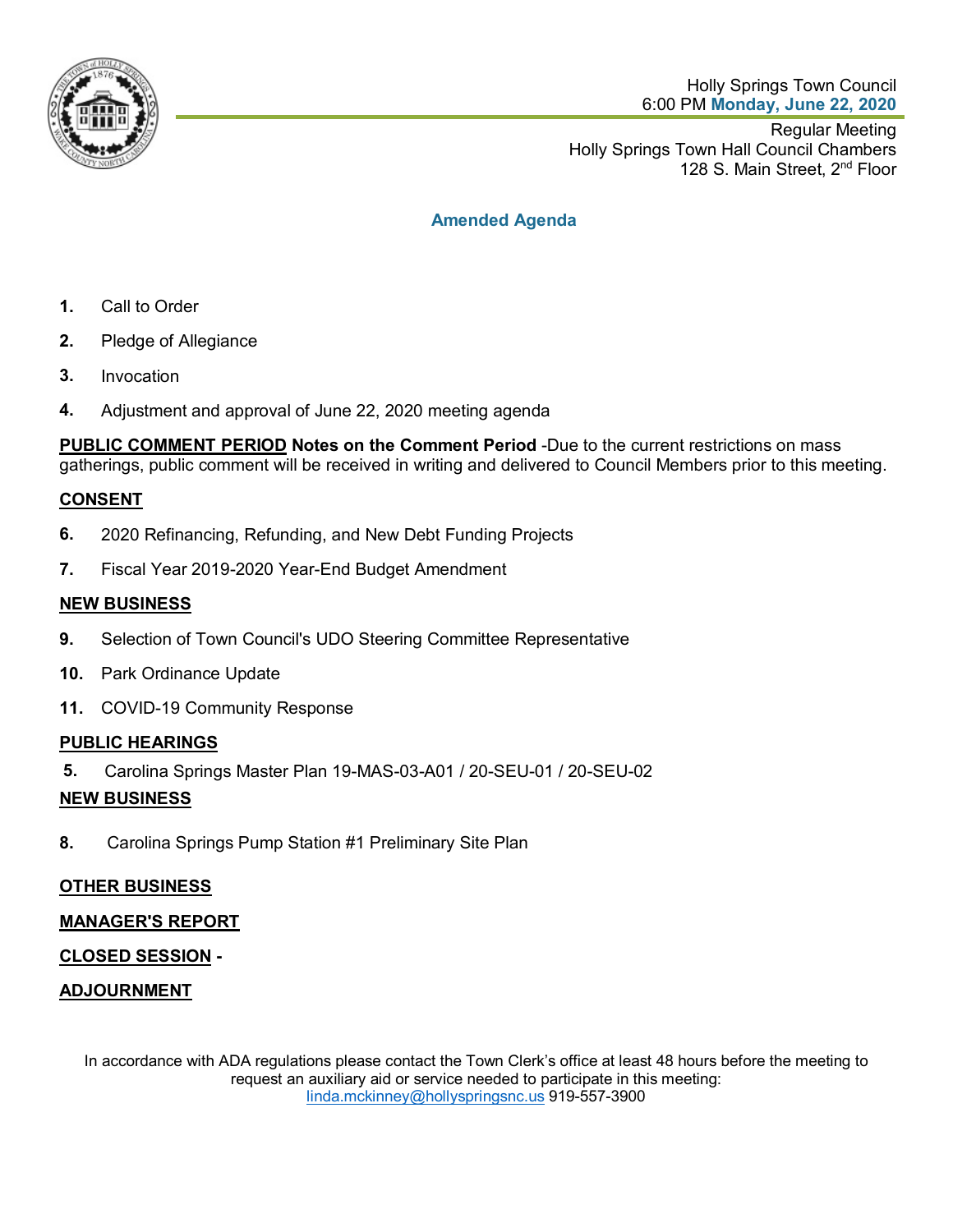Holly Springs Town Council
6:00 PM **Monday, June 22, 2020**

Regular Meeting
Holly Springs Town Hall Council Chambers
128 S. Main Street, 2nd Floor

## Amended Agenda

1. Call to Order
2. Pledge of Allegiance
3. Invocation
4. Adjustment and approval of June 22, 2020 meeting agenda

**PUBLIC COMMENT PERIOD** **Notes on the Comment Period** -Due to the current restrictions on mass gatherings, public comment will be received in writing and delivered to Council Members prior to this meeting.

**CONSENT**

6. 2020 Refinancing, Refunding, and New Debt Funding Projects
7. Fiscal Year 2019-2020 Year-End Budget Amendment

**NEW BUSINESS**

9. Selection of Town Council's UDO Steering Committee Representative
10. Park Ordinance Update
11. COVID-19 Community Response

**PUBLIC HEARINGS**

5. Carolina Springs Master Plan 19-MAS-03-A01 / 20-SEU-01 / 20-SEU-02

**NEW BUSINESS**

8. Carolina Springs Pump Station #1 Preliminary Site Plan

**OTHER BUSINESS**

**MANAGER'S REPORT**

**CLOSED SESSION** -

**ADJOURNMENT**

In accordance with ADA regulations please contact the Town Clerk's office at least 48 hours before the meeting to request an auxiliary aid or service needed to participate in this meeting:
linda.mckinney@hollyspringsnc.us 919-557-3900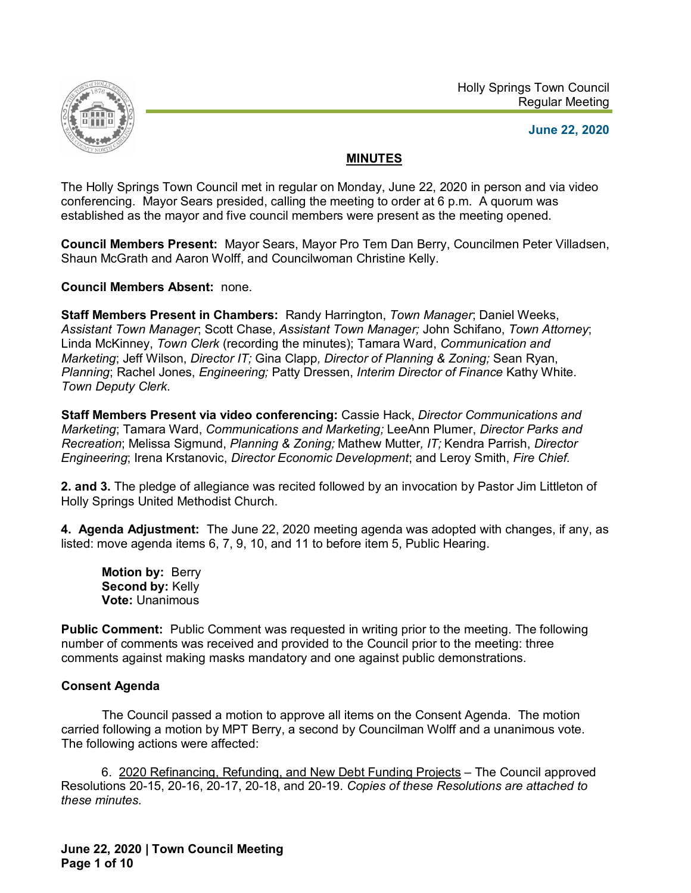Holly Springs Town Council
Regular Meeting

**June 22, 2020**

## MINUTES

The Holly Springs Town Council met in regular on Monday, June 22, 2020 in person and via video conferencing. Mayor Sears presided, calling the meeting to order at 6 p.m. A quorum was established as the mayor and five council members were present as the meeting opened.

**Council Members Present:** Mayor Sears, Mayor Pro Tem Dan Berry, Councilmen Peter Villadsen, Shaun McGrath and Aaron Wolff, and Councilwoman Christine Kelly.

**Council Members Absent:** none.

**Staff Members Present in Chambers:** Randy Harrington, *Town Manager*; Daniel Weeks, *Assistant Town Manager*; Scott Chase, *Assistant Town Manager;* John Schifano, *Town Attorney*; Linda McKinney, *Town Clerk* (recording the minutes); Tamara Ward, *Communication and Marketing*; Jeff Wilson, *Director IT; Gina Clapp, Director of Planning & Zoning;* Sean Ryan, *Planning*; Rachel Jones, *Engineering;* Patty Dressen, *Interim Director of Finance* Kathy White. *Town Deputy Clerk*.

**Staff Members Present via video conferencing:** Cassie Hack, *Director Communications and Marketing*; Tamara Ward, *Communications and Marketing;* LeeAnn Plumer, *Director Parks and Recreation*; Melissa Sigmund, *Planning & Zoning;* Mathew Mutter*, IT;* Kendra Parrish, *Director Engineering*; Irena Krstanovic, *Director Economic Development*; and Leroy Smith, *Fire Chief.*

**2. and 3.** The pledge of allegiance was recited followed by an invocation by Pastor Jim Littleton of Holly Springs United Methodist Church.

**4. Agenda Adjustment:** The June 22, 2020 meeting agenda was adopted with changes, if any, as listed: move agenda items 6, 7, 9, 10, and 11 to before item 5, Public Hearing.

> **Motion by:** Berry
> **Second by:** Kelly
> **Vote:** Unanimous

**Public Comment:** Public Comment was requested in writing prior to the meeting. The following number of comments was received and provided to the Council prior to the meeting: three comments against making masks mandatory and one against public demonstrations.

**Consent Agenda**

The Council passed a motion to approve all items on the Consent Agenda. The motion carried following a motion by MPT Berry, a second by Councilman Wolff and a unanimous vote. The following actions were affected:

6. <u>2020 Refinancing, Refunding, and New Debt Funding Projects</u> – The Council approved Resolutions 20-15, 20-16, 20-17, 20-18, and 20-19. *Copies of these Resolutions are attached to these minutes.*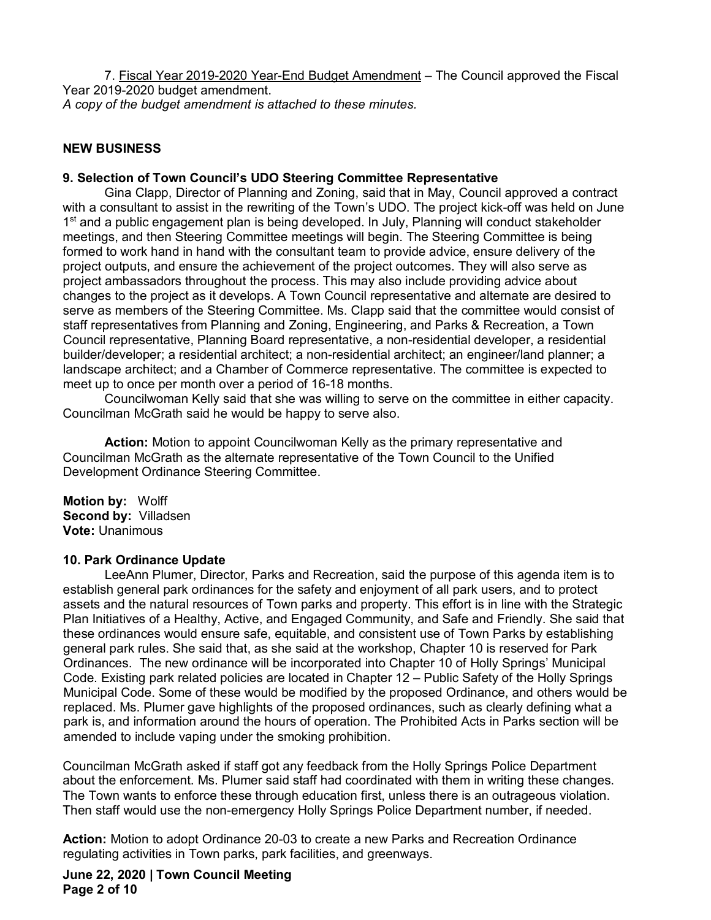7. Fiscal Year 2019-2020 Year-End Budget Amendment – The Council approved the Fiscal Year 2019-2020 budget amendment.

*A copy of the budget amendment is attached to these minutes.*

**NEW BUSINESS**

**9. Selection of Town Council's UDO Steering Committee Representative**

Gina Clapp, Director of Planning and Zoning, said that in May, Council approved a contract with a consultant to assist in the rewriting of the Town's UDO. The project kick-off was held on June 1st and a public engagement plan is being developed. In July, Planning will conduct stakeholder meetings, and then Steering Committee meetings will begin. The Steering Committee is being formed to work hand in hand with the consultant team to provide advice, ensure delivery of the project outputs, and ensure the achievement of the project outcomes. They will also serve as project ambassadors throughout the process. This may also include providing advice about changes to the project as it develops. A Town Council representative and alternate are desired to serve as members of the Steering Committee. Ms. Clapp said that the committee would consist of staff representatives from Planning and Zoning, Engineering, and Parks & Recreation, a Town Council representative, Planning Board representative, a non-residential developer, a residential builder/developer; a residential architect; a non-residential architect; an engineer/land planner; a landscape architect; and a Chamber of Commerce representative. The committee is expected to meet up to once per month over a period of 16-18 months.

Councilwoman Kelly said that she was willing to serve on the committee in either capacity. Councilman McGrath said he would be happy to serve also.

**Action:** Motion to appoint Councilwoman Kelly as the primary representative and Councilman McGrath as the alternate representative of the Town Council to the Unified Development Ordinance Steering Committee.

**Motion by:** Wolff
**Second by:** Villadsen
**Vote:** Unanimous

**10. Park Ordinance Update**

LeeAnn Plumer, Director, Parks and Recreation, said the purpose of this agenda item is to establish general park ordinances for the safety and enjoyment of all park users, and to protect assets and the natural resources of Town parks and property. This effort is in line with the Strategic Plan Initiatives of a Healthy, Active, and Engaged Community, and Safe and Friendly. She said that these ordinances would ensure safe, equitable, and consistent use of Town Parks by establishing general park rules. She said that, as she said at the workshop, Chapter 10 is reserved for Park Ordinances. The new ordinance will be incorporated into Chapter 10 of Holly Springs' Municipal Code. Existing park related policies are located in Chapter 12 – Public Safety of the Holly Springs Municipal Code. Some of these would be modified by the proposed Ordinance, and others would be replaced. Ms. Plumer gave highlights of the proposed ordinances, such as clearly defining what a park is, and information around the hours of operation. The Prohibited Acts in Parks section will be amended to include vaping under the smoking prohibition.

Councilman McGrath asked if staff got any feedback from the Holly Springs Police Department about the enforcement. Ms. Plumer said staff had coordinated with them in writing these changes. The Town wants to enforce these through education first, unless there is an outrageous violation. Then staff would use the non-emergency Holly Springs Police Department number, if needed.

**Action:** Motion to adopt Ordinance 20-03 to create a new Parks and Recreation Ordinance regulating activities in Town parks, park facilities, and greenways.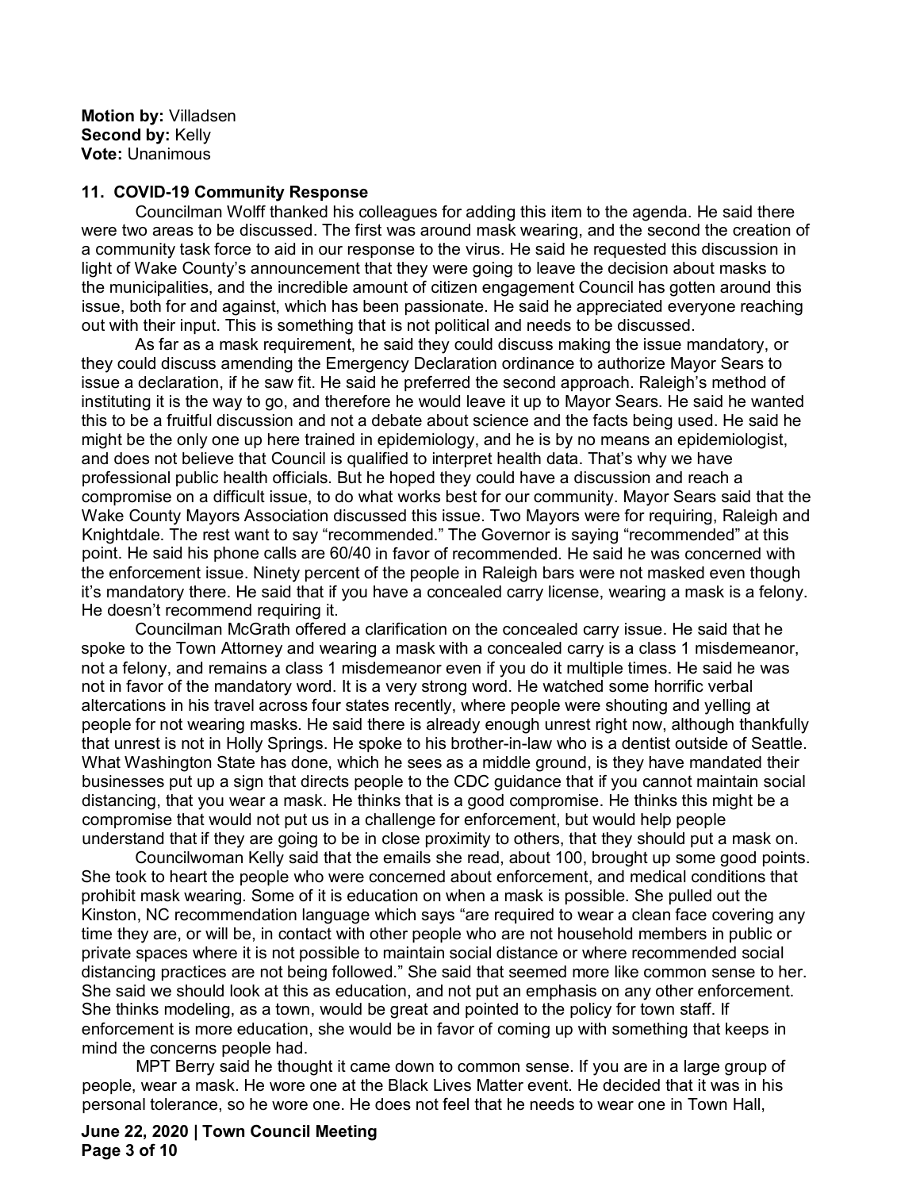**Motion by:** Villadsen
**Second by:** Kelly
**Vote:** Unanimous

**11. COVID-19 Community Response**

Councilman Wolff thanked his colleagues for adding this item to the agenda. He said there were two areas to be discussed. The first was around mask wearing, and the second the creation of a community task force to aid in our response to the virus. He said he requested this discussion in light of Wake County's announcement that they were going to leave the decision about masks to the municipalities, and the incredible amount of citizen engagement Council has gotten around this issue, both for and against, which has been passionate. He said he appreciated everyone reaching out with their input. This is something that is not political and needs to be discussed.

As far as a mask requirement, he said they could discuss making the issue mandatory, or they could discuss amending the Emergency Declaration ordinance to authorize Mayor Sears to issue a declaration, if he saw fit. He said he preferred the second approach. Raleigh's method of instituting it is the way to go, and therefore he would leave it up to Mayor Sears. He said he wanted this to be a fruitful discussion and not a debate about science and the facts being used. He said he might be the only one up here trained in epidemiology, and he is by no means an epidemiologist, and does not believe that Council is qualified to interpret health data. That's why we have professional public health officials. But he hoped they could have a discussion and reach a compromise on a difficult issue, to do what works best for our community. Mayor Sears said that the Wake County Mayors Association discussed this issue. Two Mayors were for requiring, Raleigh and Knightdale. The rest want to say "recommended." The Governor is saying "recommended" at this point. He said his phone calls are 60/40 in favor of recommended. He said he was concerned with the enforcement issue. Ninety percent of the people in Raleigh bars were not masked even though it's mandatory there. He said that if you have a concealed carry license, wearing a mask is a felony. He doesn't recommend requiring it.

Councilman McGrath offered a clarification on the concealed carry issue. He said that he spoke to the Town Attorney and wearing a mask with a concealed carry is a class 1 misdemeanor, not a felony, and remains a class 1 misdemeanor even if you do it multiple times. He said he was not in favor of the mandatory word. It is a very strong word. He watched some horrific verbal altercations in his travel across four states recently, where people were shouting and yelling at people for not wearing masks. He said there is already enough unrest right now, although thankfully that unrest is not in Holly Springs. He spoke to his brother-in-law who is a dentist outside of Seattle. What Washington State has done, which he sees as a middle ground, is they have mandated their businesses put up a sign that directs people to the CDC guidance that if you cannot maintain social distancing, that you wear a mask. He thinks that is a good compromise. He thinks this might be a compromise that would not put us in a challenge for enforcement, but would help people understand that if they are going to be in close proximity to others, that they should put a mask on.

Councilwoman Kelly said that the emails she read, about 100, brought up some good points. She took to heart the people who were concerned about enforcement, and medical conditions that prohibit mask wearing. Some of it is education on when a mask is possible. She pulled out the Kinston, NC recommendation language which says "are required to wear a clean face covering any time they are, or will be, in contact with other people who are not household members in public or private spaces where it is not possible to maintain social distance or where recommended social distancing practices are not being followed." She said that seemed more like common sense to her. She said we should look at this as education, and not put an emphasis on any other enforcement. She thinks modeling, as a town, would be great and pointed to the policy for town staff. If enforcement is more education, she would be in favor of coming up with something that keeps in mind the concerns people had.

MPT Berry said he thought it came down to common sense. If you are in a large group of people, wear a mask. He wore one at the Black Lives Matter event. He decided that it was in his personal tolerance, so he wore one. He does not feel that he needs to wear one in Town Hall,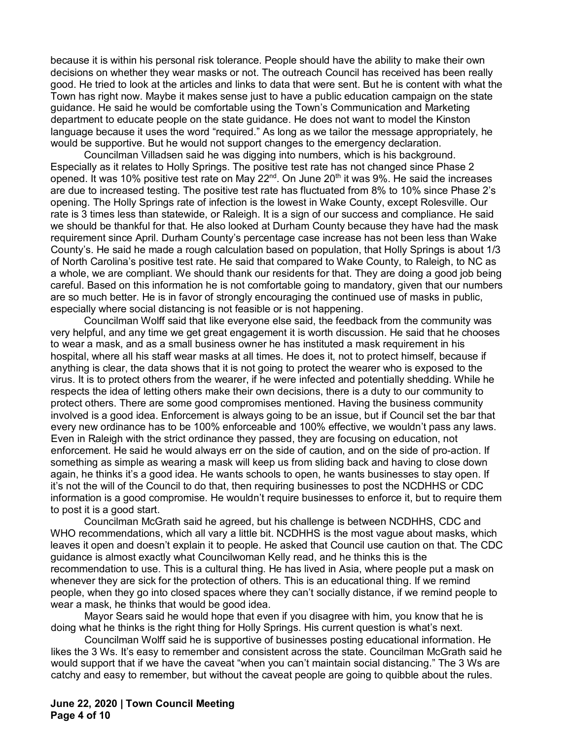because it is within his personal risk tolerance. People should have the ability to make their own decisions on whether they wear masks or not. The outreach Council has received has been really good. He tried to look at the articles and links to data that were sent. But he is content with what the Town has right now. Maybe it makes sense just to have a public education campaign on the state guidance. He said he would be comfortable using the Town's Communication and Marketing department to educate people on the state guidance. He does not want to model the Kinston language because it uses the word "required." As long as we tailor the message appropriately, he would be supportive. But he would not support changes to the emergency declaration.

Councilman Villadsen said he was digging into numbers, which is his background. Especially as it relates to Holly Springs. The positive test rate has not changed since Phase 2 opened. It was 10% positive test rate on May 22nd. On June 20th it was 9%. He said the increases are due to increased testing. The positive test rate has fluctuated from 8% to 10% since Phase 2's opening. The Holly Springs rate of infection is the lowest in Wake County, except Rolesville. Our rate is 3 times less than statewide, or Raleigh. It is a sign of our success and compliance. He said we should be thankful for that. He also looked at Durham County because they have had the mask requirement since April. Durham County's percentage case increase has not been less than Wake County's. He said he made a rough calculation based on population, that Holly Springs is about 1/3 of North Carolina's positive test rate. He said that compared to Wake County, to Raleigh, to NC as a whole, we are compliant. We should thank our residents for that. They are doing a good job being careful. Based on this information he is not comfortable going to mandatory, given that our numbers are so much better. He is in favor of strongly encouraging the continued use of masks in public, especially where social distancing is not feasible or is not happening.

Councilman Wolff said that like everyone else said, the feedback from the community was very helpful, and any time we get great engagement it is worth discussion. He said that he chooses to wear a mask, and as a small business owner he has instituted a mask requirement in his hospital, where all his staff wear masks at all times. He does it, not to protect himself, because if anything is clear, the data shows that it is not going to protect the wearer who is exposed to the virus. It is to protect others from the wearer, if he were infected and potentially shedding. While he respects the idea of letting others make their own decisions, there is a duty to our community to protect others. There are some good compromises mentioned. Having the business community involved is a good idea. Enforcement is always going to be an issue, but if Council set the bar that every new ordinance has to be 100% enforceable and 100% effective, we wouldn't pass any laws. Even in Raleigh with the strict ordinance they passed, they are focusing on education, not enforcement. He said he would always err on the side of caution, and on the side of pro-action. If something as simple as wearing a mask will keep us from sliding back and having to close down again, he thinks it's a good idea. He wants schools to open, he wants businesses to stay open. If it's not the will of the Council to do that, then requiring businesses to post the NCDHHS or CDC information is a good compromise. He wouldn't require businesses to enforce it, but to require them to post it is a good start.

Councilman McGrath said he agreed, but his challenge is between NCDHHS, CDC and WHO recommendations, which all vary a little bit. NCDHHS is the most vague about masks, which leaves it open and doesn't explain it to people. He asked that Council use caution on that. The CDC guidance is almost exactly what Councilwoman Kelly read, and he thinks this is the recommendation to use. This is a cultural thing. He has lived in Asia, where people put a mask on whenever they are sick for the protection of others. This is an educational thing. If we remind people, when they go into closed spaces where they can't socially distance, if we remind people to wear a mask, he thinks that would be good idea.

Mayor Sears said he would hope that even if you disagree with him, you know that he is doing what he thinks is the right thing for Holly Springs. His current question is what's next.

Councilman Wolff said he is supportive of businesses posting educational information. He likes the 3 Ws. It's easy to remember and consistent across the state. Councilman McGrath said he would support that if we have the caveat "when you can't maintain social distancing." The 3 Ws are catchy and easy to remember, but without the caveat people are going to quibble about the rules.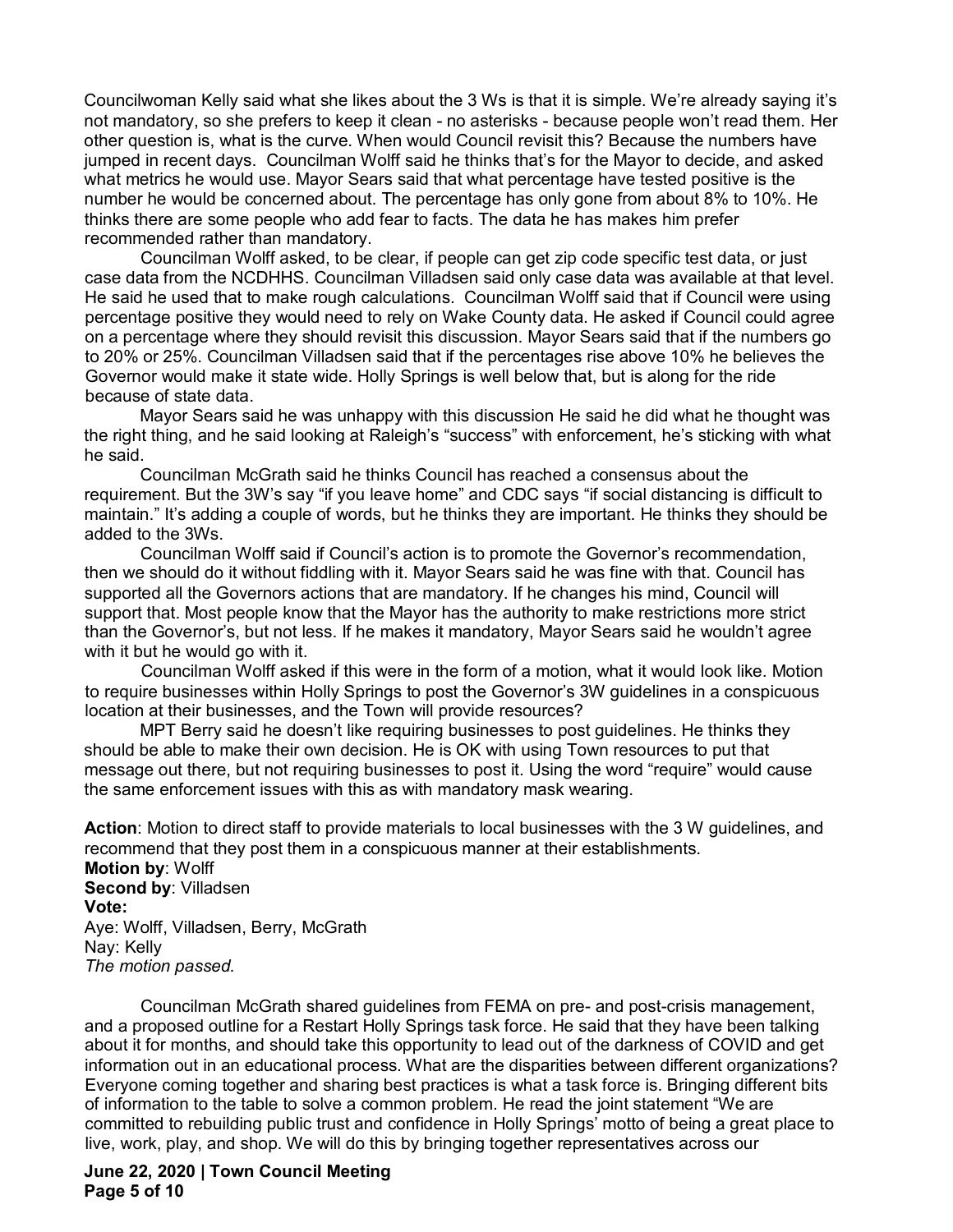Councilwoman Kelly said what she likes about the 3 Ws is that it is simple. We're already saying it's not mandatory, so she prefers to keep it clean - no asterisks - because people won't read them. Her other question is, what is the curve. When would Council revisit this? Because the numbers have jumped in recent days. Councilman Wolff said he thinks that's for the Mayor to decide, and asked what metrics he would use. Mayor Sears said that what percentage have tested positive is the number he would be concerned about. The percentage has only gone from about 8% to 10%. He thinks there are some people who add fear to facts. The data he has makes him prefer recommended rather than mandatory.

Councilman Wolff asked, to be clear, if people can get zip code specific test data, or just case data from the NCDHHS. Councilman Villadsen said only case data was available at that level. He said he used that to make rough calculations. Councilman Wolff said that if Council were using percentage positive they would need to rely on Wake County data. He asked if Council could agree on a percentage where they should revisit this discussion. Mayor Sears said that if the numbers go to 20% or 25%. Councilman Villadsen said that if the percentages rise above 10% he believes the Governor would make it state wide. Holly Springs is well below that, but is along for the ride because of state data.

Mayor Sears said he was unhappy with this discussion He said he did what he thought was the right thing, and he said looking at Raleigh's "success" with enforcement, he's sticking with what he said.

Councilman McGrath said he thinks Council has reached a consensus about the requirement. But the 3W's say "if you leave home" and CDC says "if social distancing is difficult to maintain." It's adding a couple of words, but he thinks they are important. He thinks they should be added to the 3Ws.

Councilman Wolff said if Council's action is to promote the Governor's recommendation, then we should do it without fiddling with it. Mayor Sears said he was fine with that. Council has supported all the Governors actions that are mandatory. If he changes his mind, Council will support that. Most people know that the Mayor has the authority to make restrictions more strict than the Governor's, but not less. If he makes it mandatory, Mayor Sears said he wouldn't agree with it but he would go with it.

Councilman Wolff asked if this were in the form of a motion, what it would look like. Motion to require businesses within Holly Springs to post the Governor's 3W guidelines in a conspicuous location at their businesses, and the Town will provide resources?

MPT Berry said he doesn't like requiring businesses to post guidelines. He thinks they should be able to make their own decision. He is OK with using Town resources to put that message out there, but not requiring businesses to post it. Using the word "require" would cause the same enforcement issues with this as with mandatory mask wearing.

**Action**: Motion to direct staff to provide materials to local businesses with the 3 W guidelines, and recommend that they post them in a conspicuous manner at their establishments.
**Motion by**: Wolff
**Second by**: Villadsen
**Vote:**
Aye: Wolff, Villadsen, Berry, McGrath
Nay: Kelly
*The motion passed.*

Councilman McGrath shared guidelines from FEMA on pre- and post-crisis management, and a proposed outline for a Restart Holly Springs task force. He said that they have been talking about it for months, and should take this opportunity to lead out of the darkness of COVID and get information out in an educational process. What are the disparities between different organizations? Everyone coming together and sharing best practices is what a task force is. Bringing different bits of information to the table to solve a common problem. He read the joint statement "We are committed to rebuilding public trust and confidence in Holly Springs' motto of being a great place to live, work, play, and shop. We will do this by bringing together representatives across our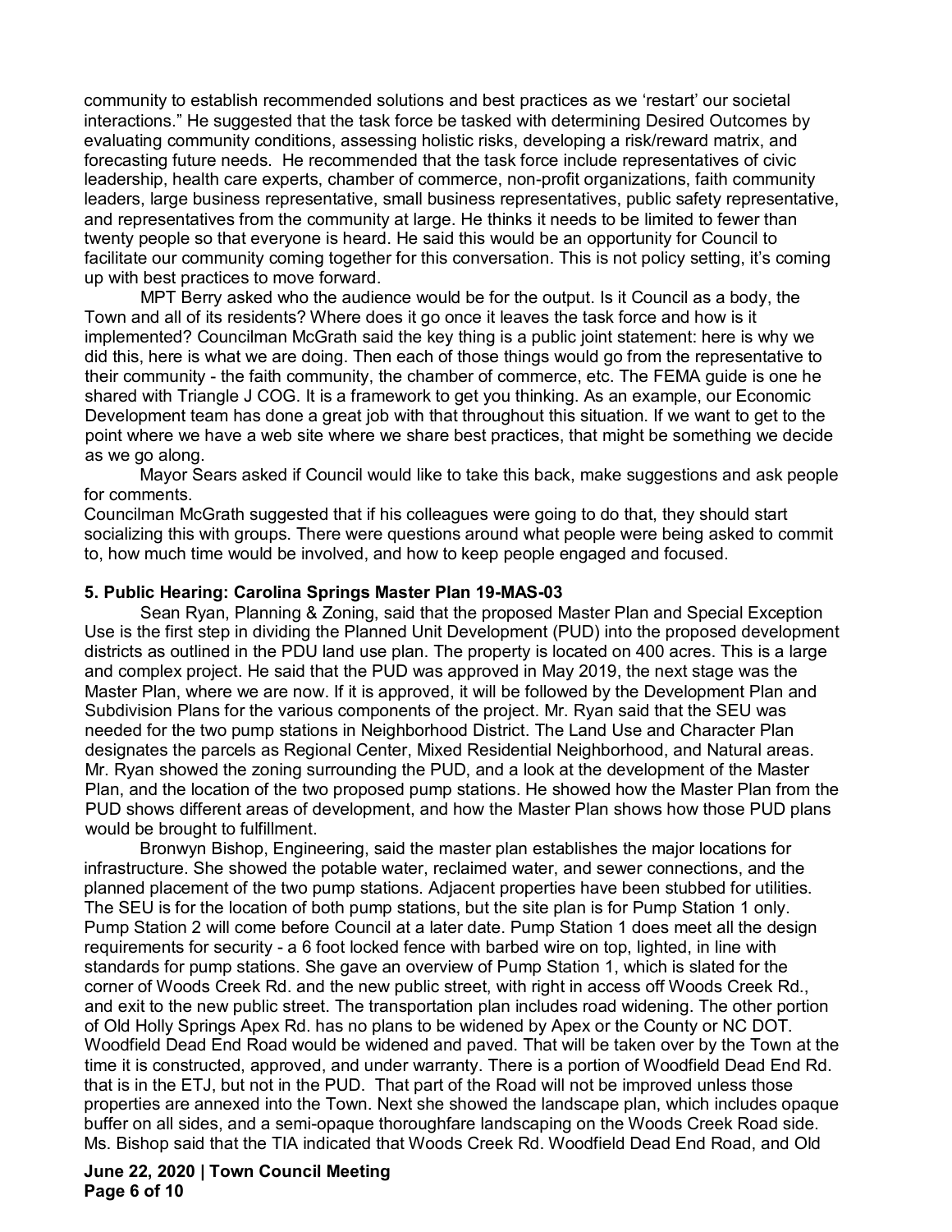community to establish recommended solutions and best practices as we 'restart' our societal interactions." He suggested that the task force be tasked with determining Desired Outcomes by evaluating community conditions, assessing holistic risks, developing a risk/reward matrix, and forecasting future needs. He recommended that the task force include representatives of civic leadership, health care experts, chamber of commerce, non-profit organizations, faith community leaders, large business representative, small business representatives, public safety representative, and representatives from the community at large. He thinks it needs to be limited to fewer than twenty people so that everyone is heard. He said this would be an opportunity for Council to facilitate our community coming together for this conversation. This is not policy setting, it's coming up with best practices to move forward.

MPT Berry asked who the audience would be for the output. Is it Council as a body, the Town and all of its residents? Where does it go once it leaves the task force and how is it implemented? Councilman McGrath said the key thing is a public joint statement: here is why we did this, here is what we are doing. Then each of those things would go from the representative to their community - the faith community, the chamber of commerce, etc. The FEMA guide is one he shared with Triangle J COG. It is a framework to get you thinking. As an example, our Economic Development team has done a great job with that throughout this situation. If we want to get to the point where we have a web site where we share best practices, that might be something we decide as we go along.

Mayor Sears asked if Council would like to take this back, make suggestions and ask people for comments.

Councilman McGrath suggested that if his colleagues were going to do that, they should start socializing this with groups. There were questions around what people were being asked to commit to, how much time would be involved, and how to keep people engaged and focused.

**5. Public Hearing: Carolina Springs Master Plan 19-MAS-03**

Sean Ryan, Planning & Zoning, said that the proposed Master Plan and Special Exception Use is the first step in dividing the Planned Unit Development (PUD) into the proposed development districts as outlined in the PDU land use plan. The property is located on 400 acres. This is a large and complex project. He said that the PUD was approved in May 2019, the next stage was the Master Plan, where we are now. If it is approved, it will be followed by the Development Plan and Subdivision Plans for the various components of the project. Mr. Ryan said that the SEU was needed for the two pump stations in Neighborhood District. The Land Use and Character Plan designates the parcels as Regional Center, Mixed Residential Neighborhood, and Natural areas. Mr. Ryan showed the zoning surrounding the PUD, and a look at the development of the Master Plan, and the location of the two proposed pump stations. He showed how the Master Plan from the PUD shows different areas of development, and how the Master Plan shows how those PUD plans would be brought to fulfillment.

Bronwyn Bishop, Engineering, said the master plan establishes the major locations for infrastructure. She showed the potable water, reclaimed water, and sewer connections, and the planned placement of the two pump stations. Adjacent properties have been stubbed for utilities. The SEU is for the location of both pump stations, but the site plan is for Pump Station 1 only. Pump Station 2 will come before Council at a later date. Pump Station 1 does meet all the design requirements for security - a 6 foot locked fence with barbed wire on top, lighted, in line with standards for pump stations. She gave an overview of Pump Station 1, which is slated for the corner of Woods Creek Rd. and the new public street, with right in access off Woods Creek Rd., and exit to the new public street. The transportation plan includes road widening. The other portion of Old Holly Springs Apex Rd. has no plans to be widened by Apex or the County or NC DOT. Woodfield Dead End Road would be widened and paved. That will be taken over by the Town at the time it is constructed, approved, and under warranty. There is a portion of Woodfield Dead End Rd. that is in the ETJ, but not in the PUD. That part of the Road will not be improved unless those properties are annexed into the Town. Next she showed the landscape plan, which includes opaque buffer on all sides, and a semi-opaque thoroughfare landscaping on the Woods Creek Road side. Ms. Bishop said that the TIA indicated that Woods Creek Rd. Woodfield Dead End Road, and Old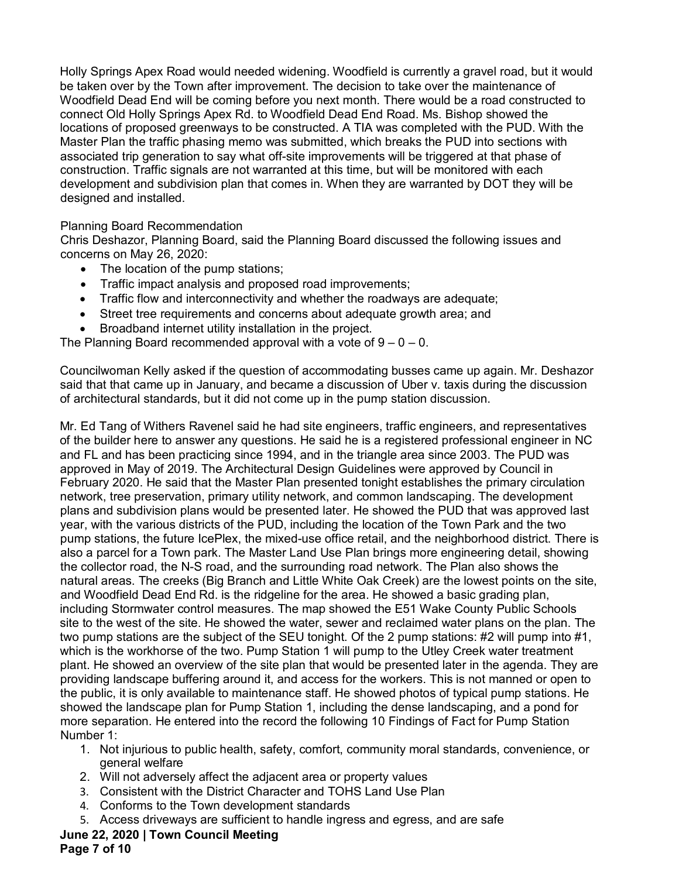Holly Springs Apex Road would needed widening. Woodfield is currently a gravel road, but it would be taken over by the Town after improvement. The decision to take over the maintenance of Woodfield Dead End will be coming before you next month. There would be a road constructed to connect Old Holly Springs Apex Rd. to Woodfield Dead End Road. Ms. Bishop showed the locations of proposed greenways to be constructed. A TIA was completed with the PUD. With the Master Plan the traffic phasing memo was submitted, which breaks the PUD into sections with associated trip generation to say what off-site improvements will be triggered at that phase of construction. Traffic signals are not warranted at this time, but will be monitored with each development and subdivision plan that comes in. When they are warranted by DOT they will be designed and installed.

Planning Board Recommendation

Chris Deshazor, Planning Board, said the Planning Board discussed the following issues and concerns on May 26, 2020:

- The location of the pump stations;
- Traffic impact analysis and proposed road improvements;
- Traffic flow and interconnectivity and whether the roadways are adequate;
- Street tree requirements and concerns about adequate growth area; and
- Broadband internet utility installation in the project.

The Planning Board recommended approval with a vote of 9 – 0 – 0.

Councilwoman Kelly asked if the question of accommodating busses came up again. Mr. Deshazor said that that came up in January, and became a discussion of Uber v. taxis during the discussion of architectural standards, but it did not come up in the pump station discussion.

Mr. Ed Tang of Withers Ravenel said he had site engineers, traffic engineers, and representatives of the builder here to answer any questions. He said he is a registered professional engineer in NC and FL and has been practicing since 1994, and in the triangle area since 2003. The PUD was approved in May of 2019. The Architectural Design Guidelines were approved by Council in February 2020. He said that the Master Plan presented tonight establishes the primary circulation network, tree preservation, primary utility network, and common landscaping. The development plans and subdivision plans would be presented later. He showed the PUD that was approved last year, with the various districts of the PUD, including the location of the Town Park and the two pump stations, the future IcePlex, the mixed-use office retail, and the neighborhood district. There is also a parcel for a Town park. The Master Land Use Plan brings more engineering detail, showing the collector road, the N-S road, and the surrounding road network. The Plan also shows the natural areas. The creeks (Big Branch and Little White Oak Creek) are the lowest points on the site, and Woodfield Dead End Rd. is the ridgeline for the area. He showed a basic grading plan, including Stormwater control measures. The map showed the E51 Wake County Public Schools site to the west of the site. He showed the water, sewer and reclaimed water plans on the plan. The two pump stations are the subject of the SEU tonight. Of the 2 pump stations: #2 will pump into #1, which is the workhorse of the two. Pump Station 1 will pump to the Utley Creek water treatment plant. He showed an overview of the site plan that would be presented later in the agenda. They are providing landscape buffering around it, and access for the workers. This is not manned or open to the public, it is only available to maintenance staff. He showed photos of typical pump stations. He showed the landscape plan for Pump Station 1, including the dense landscaping, and a pond for more separation. He entered into the record the following 10 Findings of Fact for Pump Station Number 1:

1. Not injurious to public health, safety, comfort, community moral standards, convenience, or general welfare
2. Will not adversely affect the adjacent area or property values
3. Consistent with the District Character and TOHS Land Use Plan
4. Conforms to the Town development standards
5. Access driveways are sufficient to handle ingress and egress, and are safe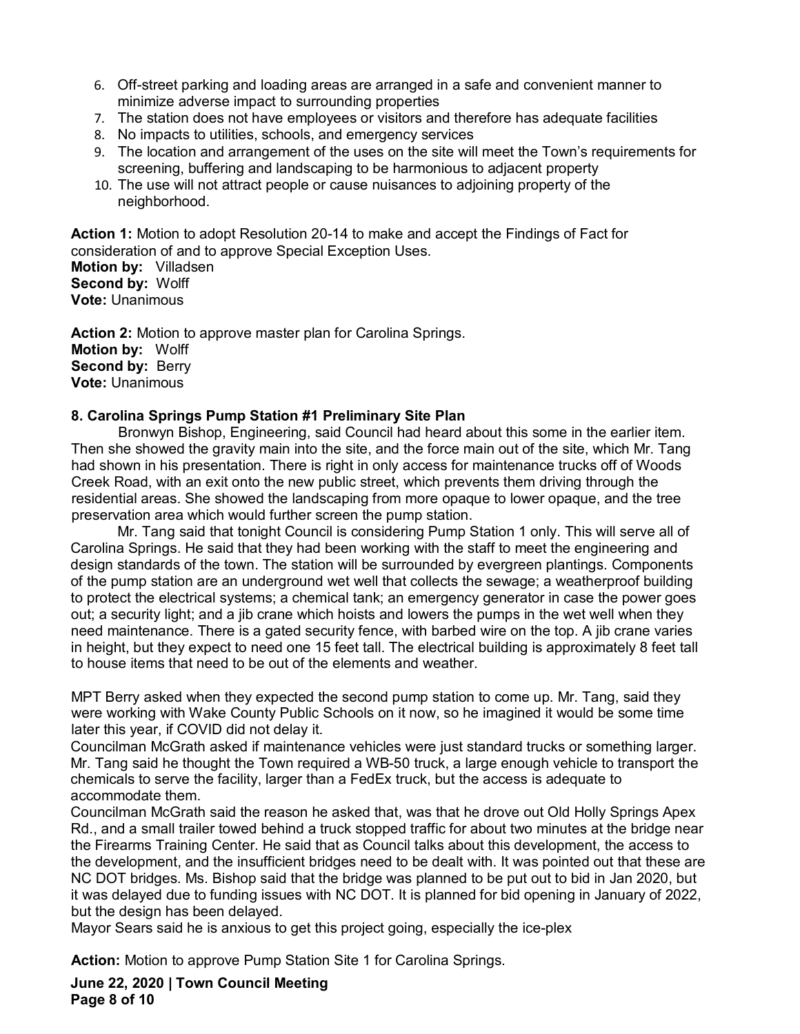6. Off-street parking and loading areas are arranged in a safe and convenient manner to minimize adverse impact to surrounding properties
7. The station does not have employees or visitors and therefore has adequate facilities
8. No impacts to utilities, schools, and emergency services
9. The location and arrangement of the uses on the site will meet the Town's requirements for screening, buffering and landscaping to be harmonious to adjacent property
10. The use will not attract people or cause nuisances to adjoining property of the neighborhood.

**Action 1:** Motion to adopt Resolution 20-14 to make and accept the Findings of Fact for consideration of and to approve Special Exception Uses.
**Motion by:** Villadsen
**Second by:** Wolff
**Vote:** Unanimous

**Action 2:** Motion to approve master plan for Carolina Springs.
**Motion by:** Wolff
**Second by:** Berry
**Vote:** Unanimous

**8. Carolina Springs Pump Station #1 Preliminary Site Plan**

Bronwyn Bishop, Engineering, said Council had heard about this some in the earlier item. Then she showed the gravity main into the site, and the force main out of the site, which Mr. Tang had shown in his presentation. There is right in only access for maintenance trucks off of Woods Creek Road, with an exit onto the new public street, which prevents them driving through the residential areas. She showed the landscaping from more opaque to lower opaque, and the tree preservation area which would further screen the pump station.

Mr. Tang said that tonight Council is considering Pump Station 1 only. This will serve all of Carolina Springs. He said that they had been working with the staff to meet the engineering and design standards of the town. The station will be surrounded by evergreen plantings. Components of the pump station are an underground wet well that collects the sewage; a weatherproof building to protect the electrical systems; a chemical tank; an emergency generator in case the power goes out; a security light; and a jib crane which hoists and lowers the pumps in the wet well when they need maintenance. There is a gated security fence, with barbed wire on the top. A jib crane varies in height, but they expect to need one 15 feet tall. The electrical building is approximately 8 feet tall to house items that need to be out of the elements and weather.

MPT Berry asked when they expected the second pump station to come up. Mr. Tang, said they were working with Wake County Public Schools on it now, so he imagined it would be some time later this year, if COVID did not delay it.

Councilman McGrath asked if maintenance vehicles were just standard trucks or something larger. Mr. Tang said he thought the Town required a WB-50 truck, a large enough vehicle to transport the chemicals to serve the facility, larger than a FedEx truck, but the access is adequate to accommodate them.

Councilman McGrath said the reason he asked that, was that he drove out Old Holly Springs Apex Rd., and a small trailer towed behind a truck stopped traffic for about two minutes at the bridge near the Firearms Training Center. He said that as Council talks about this development, the access to the development, and the insufficient bridges need to be dealt with. It was pointed out that these are NC DOT bridges. Ms. Bishop said that the bridge was planned to be put out to bid in Jan 2020, but it was delayed due to funding issues with NC DOT. It is planned for bid opening in January of 2022, but the design has been delayed.

Mayor Sears said he is anxious to get this project going, especially the ice-plex

**Action:** Motion to approve Pump Station Site 1 for Carolina Springs.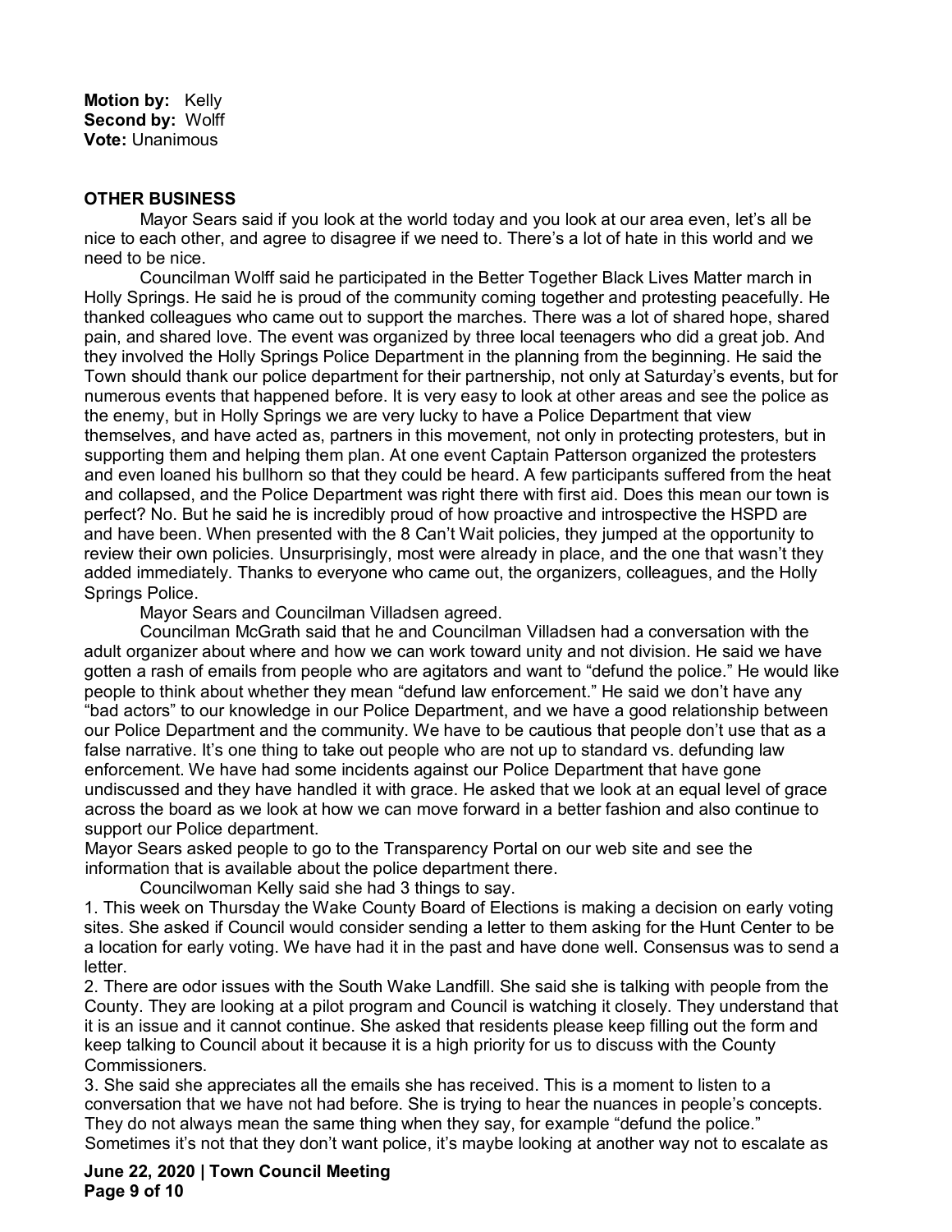**Motion by:** Kelly
**Second by:** Wolff
**Vote:** Unanimous

**OTHER BUSINESS**

Mayor Sears said if you look at the world today and you look at our area even, let's all be nice to each other, and agree to disagree if we need to. There's a lot of hate in this world and we need to be nice.

Councilman Wolff said he participated in the Better Together Black Lives Matter march in Holly Springs. He said he is proud of the community coming together and protesting peacefully. He thanked colleagues who came out to support the marches. There was a lot of shared hope, shared pain, and shared love. The event was organized by three local teenagers who did a great job. And they involved the Holly Springs Police Department in the planning from the beginning. He said the Town should thank our police department for their partnership, not only at Saturday's events, but for numerous events that happened before. It is very easy to look at other areas and see the police as the enemy, but in Holly Springs we are very lucky to have a Police Department that view themselves, and have acted as, partners in this movement, not only in protecting protesters, but in supporting them and helping them plan. At one event Captain Patterson organized the protesters and even loaned his bullhorn so that they could be heard. A few participants suffered from the heat and collapsed, and the Police Department was right there with first aid. Does this mean our town is perfect? No. But he said he is incredibly proud of how proactive and introspective the HSPD are and have been. When presented with the 8 Can't Wait policies, they jumped at the opportunity to review their own policies. Unsurprisingly, most were already in place, and the one that wasn't they added immediately. Thanks to everyone who came out, the organizers, colleagues, and the Holly Springs Police.

Mayor Sears and Councilman Villadsen agreed.

Councilman McGrath said that he and Councilman Villadsen had a conversation with the adult organizer about where and how we can work toward unity and not division. He said we have gotten a rash of emails from people who are agitators and want to "defund the police." He would like people to think about whether they mean "defund law enforcement." He said we don't have any "bad actors" to our knowledge in our Police Department, and we have a good relationship between our Police Department and the community. We have to be cautious that people don't use that as a false narrative. It's one thing to take out people who are not up to standard vs. defunding law enforcement. We have had some incidents against our Police Department that have gone undiscussed and they have handled it with grace. He asked that we look at an equal level of grace across the board as we look at how we can move forward in a better fashion and also continue to support our Police department.

Mayor Sears asked people to go to the Transparency Portal on our web site and see the information that is available about the police department there.

Councilwoman Kelly said she had 3 things to say.

1. This week on Thursday the Wake County Board of Elections is making a decision on early voting sites. She asked if Council would consider sending a letter to them asking for the Hunt Center to be a location for early voting. We have had it in the past and have done well. Consensus was to send a letter.
2. There are odor issues with the South Wake Landfill. She said she is talking with people from the County. They are looking at a pilot program and Council is watching it closely. They understand that it is an issue and it cannot continue. She asked that residents please keep filling out the form and keep talking to Council about it because it is a high priority for us to discuss with the County Commissioners.
3. She said she appreciates all the emails she has received. This is a moment to listen to a conversation that we have not had before. She is trying to hear the nuances in people's concepts. They do not always mean the same thing when they say, for example "defund the police." Sometimes it's not that they don't want police, it's maybe looking at another way not to escalate as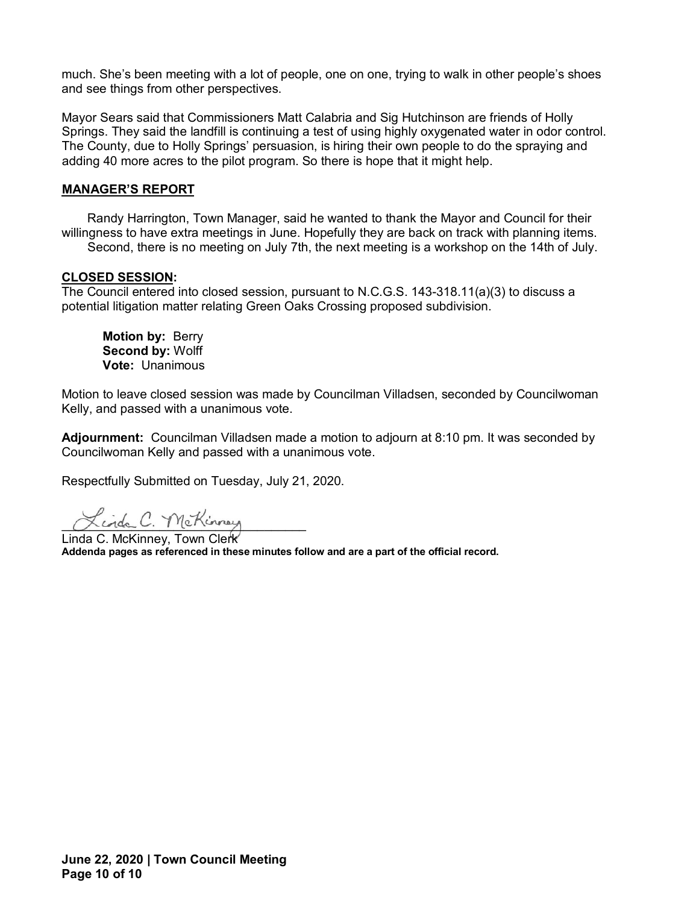much. She's been meeting with a lot of people, one on one, trying to walk in other people's shoes and see things from other perspectives.

Mayor Sears said that Commissioners Matt Calabria and Sig Hutchinson are friends of Holly Springs. They said the landfill is continuing a test of using highly oxygenated water in odor control. The County, due to Holly Springs' persuasion, is hiring their own people to do the spraying and adding 40 more acres to the pilot program. So there is hope that it might help.

**MANAGER'S REPORT**

Randy Harrington, Town Manager, said he wanted to thank the Mayor and Council for their willingness to have extra meetings in June. Hopefully they are back on track with planning items.
Second, there is no meeting on July 7th, the next meeting is a workshop on the 14th of July.

**CLOSED SESSION:**

The Council entered into closed session, pursuant to N.C.G.S. 143-318.11(a)(3) to discuss a potential litigation matter relating Green Oaks Crossing proposed subdivision.

**Motion by:** Berry
**Second by:** Wolff
**Vote:** Unanimous

Motion to leave closed session was made by Councilman Villadsen, seconded by Councilwoman Kelly, and passed with a unanimous vote.

**Adjournment:** Councilman Villadsen made a motion to adjourn at 8:10 pm. It was seconded by Councilwoman Kelly and passed with a unanimous vote.

Respectfully Submitted on Tuesday, July 21, 2020.

Linda C. McKinney

Linda C. McKinney, Town Clerk

**Addenda pages as referenced in these minutes follow and are a part of the official record.**